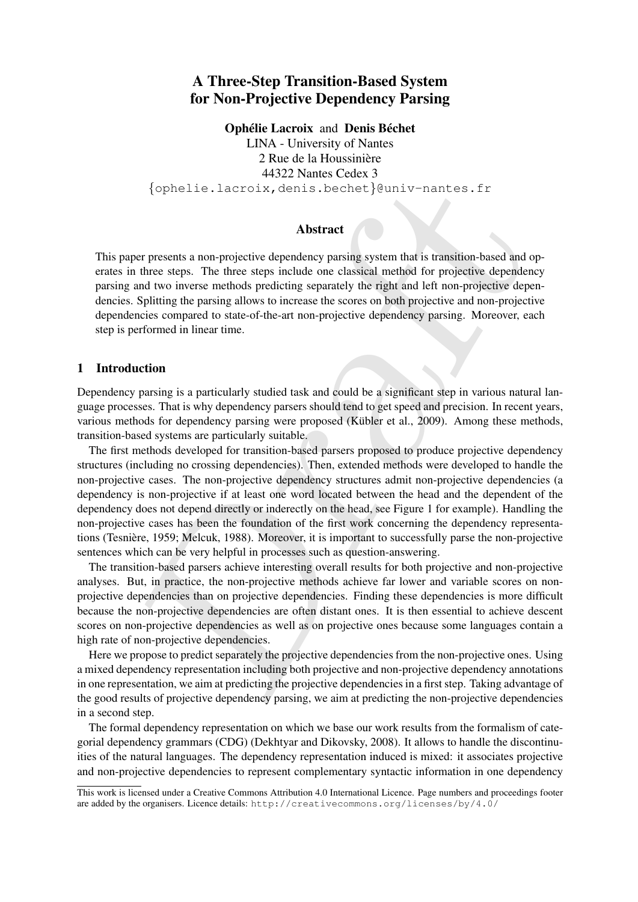# A Three-Step Transition-Based System for Non-Projective Dependency Parsing

**Ophélie Lacroix** and **Denis Béchet**
LINA - University of Nantes
2 Rue de la Houssinière
44322 Nantes Cedex 3
{ophelie.lacroix,denis.bechet}@univ-nantes.fr

## Abstract

This paper presents a non-projective dependency parsing system that is transition-based and operates in three steps. The three steps include one classical method for projective dependency parsing and two inverse methods predicting separately the right and left non-projective dependencies. Splitting the parsing allows to increase the scores on both projective and non-projective dependencies compared to state-of-the-art non-projective dependency parsing. Moreover, each step is performed in linear time.

## 1 Introduction

Dependency parsing is a particularly studied task and could be a significant step in various natural language processes. That is why dependency parsers should tend to get speed and precision. In recent years, various methods for dependency parsing were proposed (Kübler et al., 2009). Among these methods, transition-based systems are particularly suitable.

The first methods developed for transition-based parsers proposed to produce projective dependency structures (including no crossing dependencies). Then, extended methods were developed to handle the non-projective cases. The non-projective dependency structures admit non-projective dependencies (a dependency is non-projective if at least one word located between the head and the dependent of the dependency does not depend directly or inderectly on the head, see Figure 1 for example). Handling the non-projective cases has been the foundation of the first work concerning the dependency representations (Tesnière, 1959; Melcuk, 1988). Moreover, it is important to successfully parse the non-projective sentences which can be very helpful in processes such as question-answering.

The transition-based parsers achieve interesting overall results for both projective and non-projective analyses. But, in practice, the non-projective methods achieve far lower and variable scores on non-projective dependencies than on projective dependencies. Finding these dependencies is more difficult because the non-projective dependencies are often distant ones. It is then essential to achieve descent scores on non-projective dependencies as well as on projective ones because some languages contain a high rate of non-projective dependencies.

Here we propose to predict separately the projective dependencies from the non-projective ones. Using a mixed dependency representation including both projective and non-projective dependency annotations in one representation, we aim at predicting the projective dependencies in a first step. Taking advantage of the good results of projective dependency parsing, we aim at predicting the non-projective dependencies in a second step.

The formal dependency representation on which we base our work results from the formalism of categorial dependency grammars (CDG) (Dekhtyar and Dikovsky, 2008). It allows to handle the discontinuities of the natural languages. The dependency representation induced is mixed: it associates projective and non-projective dependencies to represent complementary syntactic information in one dependency

This work is licensed under a Creative Commons Attribution 4.0 International Licence. Page numbers and proceedings footer are added by the organisers. Licence details: http://creativecommons.org/licenses/by/4.0/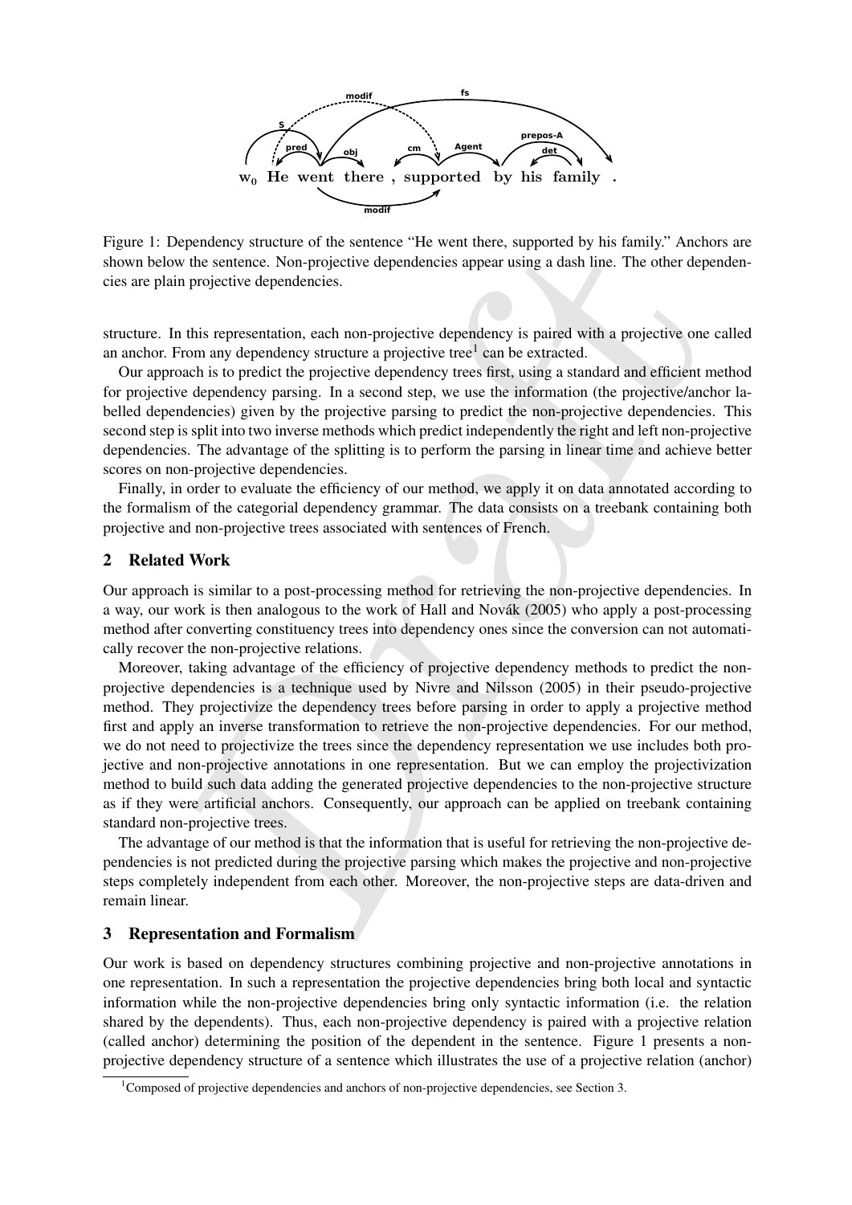Figure 1: Dependency structure of the sentence "He went there, supported by his family." Anchors are shown below the sentence. Non-projective dependencies appear using a dash line. The other dependencies are plain projective dependencies.

structure. In this representation, each non-projective dependency is paired with a projective one called an anchor. From any dependency structure a projective tree[1] can be extracted.

Our approach is to predict the projective dependency trees first, using a standard and efficient method for projective dependency parsing. In a second step, we use the information (the projective/anchor labelled dependencies) given by the projective parsing to predict the non-projective dependencies. This second step is split into two inverse methods which predict independently the right and left non-projective dependencies. The advantage of the splitting is to perform the parsing in linear time and achieve better scores on non-projective dependencies.

Finally, in order to evaluate the efficiency of our method, we apply it on data annotated according to the formalism of the categorial dependency grammar. The data consists on a treebank containing both projective and non-projective trees associated with sentences of French.

## 2 Related Work

Our approach is similar to a post-processing method for retrieving the non-projective dependencies. In a way, our work is then analogous to the work of Hall and Novák (2005) who apply a post-processing method after converting constituency trees into dependency ones since the conversion can not automatically recover the non-projective relations.

Moreover, taking advantage of the efficiency of projective dependency methods to predict the non-projective dependencies is a technique used by Nivre and Nilsson (2005) in their pseudo-projective method. They projectivize the dependency trees before parsing in order to apply a projective method first and apply an inverse transformation to retrieve the non-projective dependencies. For our method, we do not need to projectivize the trees since the dependency representation we use includes both projective and non-projective annotations in one representation. But we can employ the projectivization method to build such data adding the generated projective dependencies to the non-projective structure as if they were artificial anchors. Consequently, our approach can be applied on treebank containing standard non-projective trees.

The advantage of our method is that the information that is useful for retrieving the non-projective dependencies is not predicted during the projective parsing which makes the projective and non-projective steps completely independent from each other. Moreover, the non-projective steps are data-driven and remain linear.

## 3 Representation and Formalism

Our work is based on dependency structures combining projective and non-projective annotations in one representation. In such a representation the projective dependencies bring both local and syntactic information while the non-projective dependencies bring only syntactic information (i.e. the relation shared by the dependents). Thus, each non-projective dependency is paired with a projective relation (called anchor) determining the position of the dependent in the sentence. Figure 1 presents a non-projective dependency structure of a sentence which illustrates the use of a projective relation (anchor)

[1] Composed of projective dependencies and anchors of non-projective dependencies, see Section 3.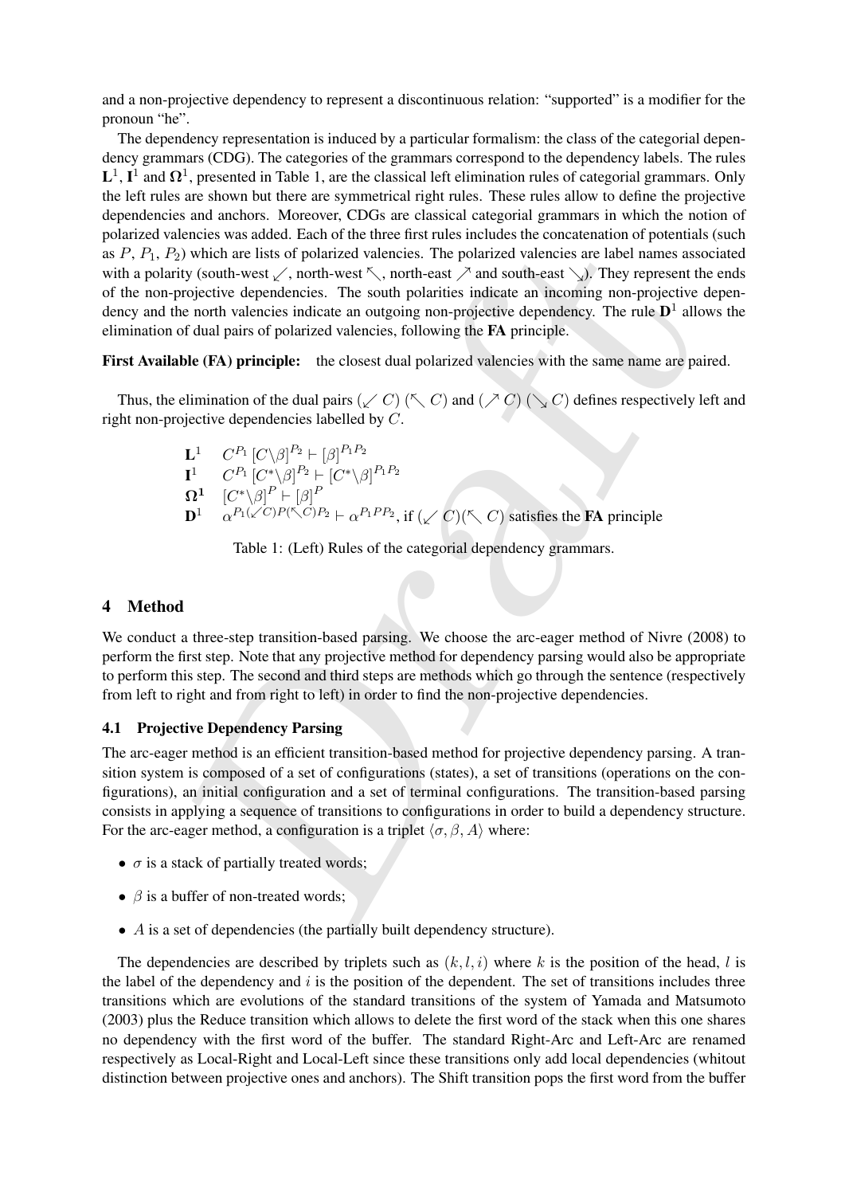and a non-projective dependency to represent a discontinuous relation: "supported" is a modifier for the pronoun "he".

The dependency representation is induced by a particular formalism: the class of the categorial dependency grammars (CDG). The categories of the grammars correspond to the dependency labels. The rules $\mathbf{L}^1$, $\mathbf{I}^1$ and $\mathbf{\Omega}^1$, presented in Table 1, are the classical left elimination rules of categorial grammars. Only the left rules are shown but there are symmetrical right rules. These rules allow to define the projective dependencies and anchors. Moreover, CDGs are classical categorial grammars in which the notion of polarized valencies was added. Each of the three first rules includes the concatenation of potentials (such as $P$, $P_1$, $P_2$) which are lists of polarized valencies. The polarized valencies are label names associated with a polarity (south-west $\swarrow$, north-west $\nwarrow$, north-east $\nearrow$ and south-east $\searrow$). They represent the ends of the non-projective dependencies. The south polarities indicate an incoming non-projective dependency and the north valencies indicate an outgoing non-projective dependency. The rule $\mathbf{D}^1$ allows the elimination of dual pairs of polarized valencies, following the **FA** principle.

**First Available (FA) principle:** the closest dual polarized valencies with the same name are paired.

Thus, the elimination of the dual pairs $(\swarrow C)$ $(\nwarrow C)$ and $(\nearrow C)$ $(\searrow C)$ defines respectively left and right non-projective dependencies labelled by $C$.

$\mathbf{L}^1$ $\quad C^{P_1}\,[C\backslash\beta]^{P_2} \vdash [\beta]^{P_1P_2}$
$\mathbf{I}^1$ $\quad C^{P_1}\,[C^*\backslash\beta]^{P_2} \vdash [C^*\backslash\beta]^{P_1P_2}$
$\mathbf{\Omega}^1$ $\quad [C^*\backslash\beta]^{P} \vdash [\beta]^{P}$
$\mathbf{D}^1$ $\quad \alpha^{P_1(\swarrow C)P(\nwarrow C)P_2} \vdash \alpha^{P_1PP_2}$, if $(\swarrow C)(\nwarrow C)$ satisfies the **FA** principle

Table 1: (Left) Rules of the categorial dependency grammars.

## 4 Method

We conduct a three-step transition-based parsing. We choose the arc-eager method of Nivre (2008) to perform the first step. Note that any projective method for dependency parsing would also be appropriate to perform this step. The second and third steps are methods which go through the sentence (respectively from left to right and from right to left) in order to find the non-projective dependencies.

### 4.1 Projective Dependency Parsing

The arc-eager method is an efficient transition-based method for projective dependency parsing. A transition system is composed of a set of configurations (states), a set of transitions (operations on the configurations), an initial configuration and a set of terminal configurations. The transition-based parsing consists in applying a sequence of transitions to configurations in order to build a dependency structure. For the arc-eager method, a configuration is a triplet $\langle\sigma, \beta, A\rangle$ where:

- $\sigma$ is a stack of partially treated words;
- $\beta$ is a buffer of non-treated words;
- $A$ is a set of dependencies (the partially built dependency structure).

The dependencies are described by triplets such as $(k, l, i)$ where $k$ is the position of the head, $l$ is the label of the dependency and $i$ is the position of the dependent. The set of transitions includes three transitions which are evolutions of the standard transitions of the system of Yamada and Matsumoto (2003) plus the Reduce transition which allows to delete the first word of the stack when this one shares no dependency with the first word of the buffer. The standard Right-Arc and Left-Arc are renamed respectively as Local-Right and Local-Left since these transitions only add local dependencies (whitout distinction between projective ones and anchors). The Shift transition pops the first word from the buffer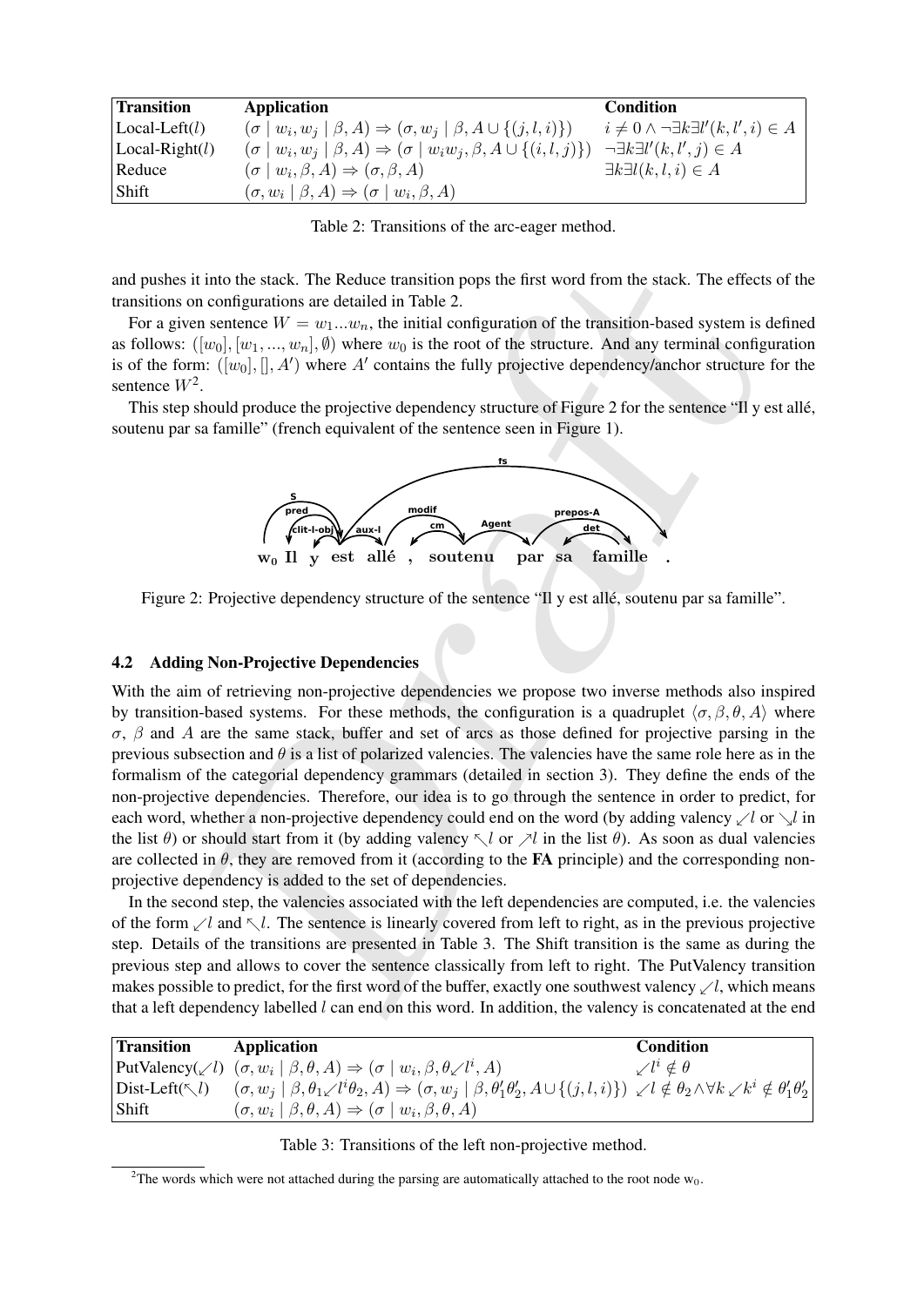| Transition | Application | Condition |
| --- | --- | --- |
| Local-Left($l$) | $(\sigma \mid w_i, w_j \mid \beta, A) \Rightarrow (\sigma, w_j \mid \beta, A \cup \{(j,l,i)\})$ | $i \neq 0 \wedge \neg\exists k \exists l'(k,l',i) \in A$ |
| Local-Right($l$) | $(\sigma \mid w_i, w_j \mid \beta, A) \Rightarrow (\sigma \mid w_i w_j, \beta, A \cup \{(i,l,j)\})$ | $\neg\exists k \exists l'(k,l',j) \in A$ |
| Reduce | $(\sigma \mid w_i, \beta, A) \Rightarrow (\sigma, \beta, A)$ | $\exists k \exists l(k,l,i) \in A$ |
| Shift | $(\sigma, w_i \mid \beta, A) \Rightarrow (\sigma \mid w_i, \beta, A)$ | |

Table 2: Transitions of the arc-eager method.

and pushes it into the stack. The Reduce transition pops the first word from the stack. The effects of the transitions on configurations are detailed in Table 2.

For a given sentence $W = w_1 ... w_n$, the initial configuration of the transition-based system is defined as follows: $([w_0], [w_1, ..., w_n], \emptyset)$ where $w_0$ is the root of the structure. And any terminal configuration is of the form: $([w_0], [], A')$ where $A'$ contains the fully projective dependency/anchor structure for the sentence $W$[2].

This step should produce the projective dependency structure of Figure 2 for the sentence "Il y est allé, soutenu par sa famille" (french equivalent of the sentence seen in Figure 1).

Figure 2: Projective dependency structure of the sentence "Il y est allé, soutenu par sa famille".

### 4.2 Adding Non-Projective Dependencies

With the aim of retrieving non-projective dependencies we propose two inverse methods also inspired by transition-based systems. For these methods, the configuration is a quadruplet $\langle \sigma, \beta, \theta, A \rangle$ where $\sigma$, $\beta$ and $A$ are the same stack, buffer and set of arcs as those defined for projective parsing in the previous subsection and $\theta$ is a list of polarized valencies. The valencies have the same role here as in the formalism of the categorial dependency grammars (detailed in section 3). They define the ends of the non-projective dependencies. Therefore, our idea is to go through the sentence in order to predict, for each word, whether a non-projective dependency could end on the word (by adding valency $\swarrow l$ or $\searrow l$ in the list $\theta$) or should start from it (by adding valency $\nwarrow l$ or $\nearrow l$ in the list $\theta$). As soon as dual valencies are collected in $\theta$, they are removed from it (according to the **FA** principle) and the corresponding non-projective dependency is added to the set of dependencies.

In the second step, the valencies associated with the left dependencies are computed, i.e. the valencies of the form $\swarrow l$ and $\nwarrow l$. The sentence is linearly covered from left to right, as in the previous projective step. Details of the transitions are presented in Table 3. The Shift transition is the same as during the previous step and allows to cover the sentence classically from left to right. The PutValency transition makes possible to predict, for the first word of the buffer, exactly one southwest valency $\swarrow l$, which means that a left dependency labelled $l$ can end on this word. In addition, the valency is concatenated at the end

| Transition | Application | Condition |
| --- | --- | --- |
| PutValency($\swarrow l$) | $(\sigma, w_i \mid \beta, \theta, A) \Rightarrow (\sigma \mid w_i, \beta, \theta \swarrow l^i, A)$ | $\swarrow l^i \notin \theta$ |
| Dist-Left($\nwarrow l$) | $(\sigma, w_j \mid \beta, \theta_1 \swarrow l^i \theta_2, A) \Rightarrow (\sigma, w_j \mid \beta, \theta_1' \theta_2', A \cup \{(j,l,i)\})$ | $\swarrow l \notin \theta_2 \wedge \forall k \swarrow k^i \notin \theta_1' \theta_2'$ |
| Shift | $(\sigma, w_i \mid \beta, \theta, A) \Rightarrow (\sigma \mid w_i, \beta, \theta, A)$ | |

Table 3: Transitions of the left non-projective method.

[2]The words which were not attached during the parsing are automatically attached to the root node $w_0$.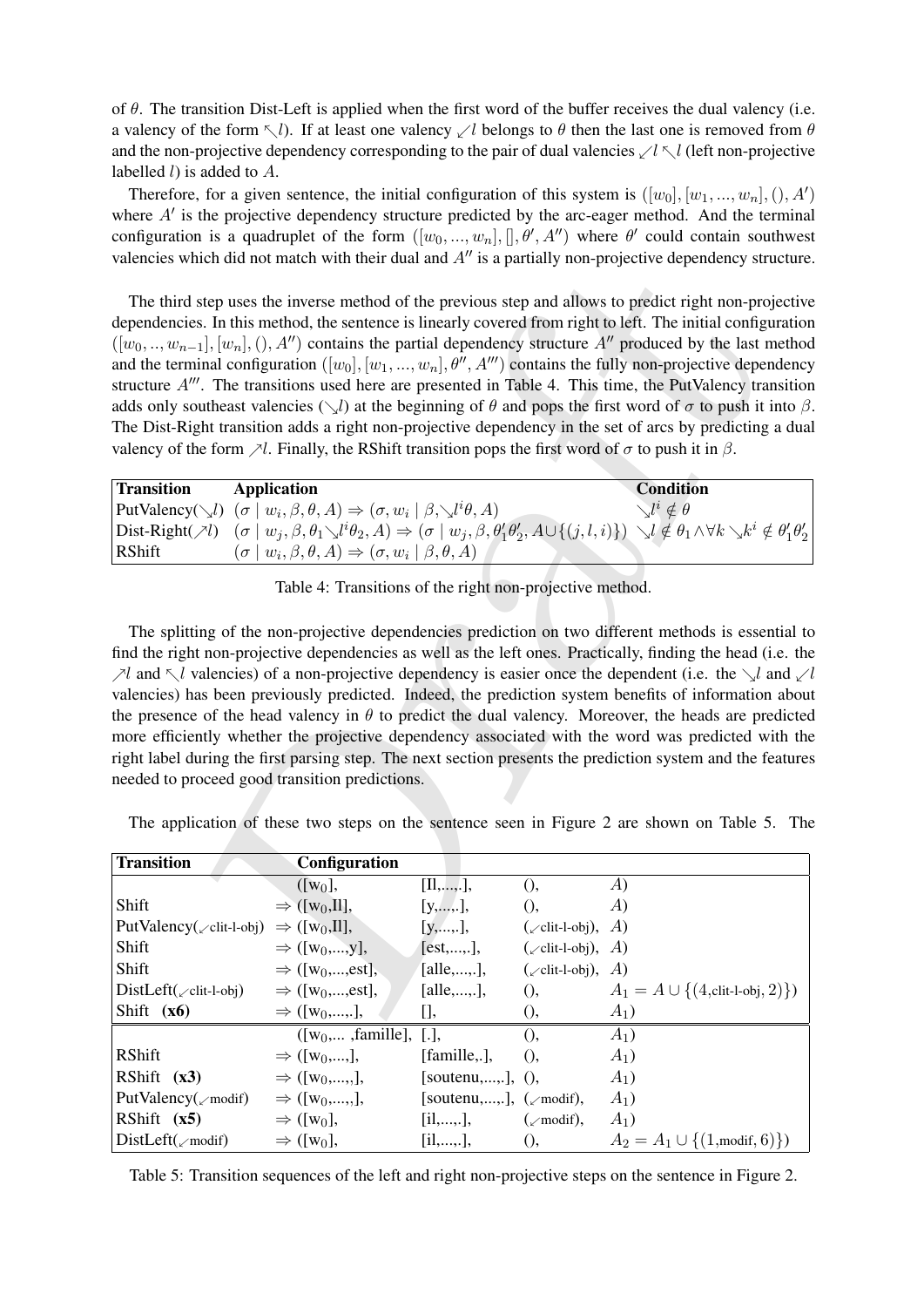of $\theta$. The transition Dist-Left is applied when the first word of the buffer receives the dual valency (i.e. a valency of the form $\nwarrow l$). If at least one valency $\swarrow l$ belongs to $\theta$ then the last one is removed from $\theta$ and the non-projective dependency corresponding to the pair of dual valencies $\swarrow l \nwarrow l$ (left non-projective labelled $l$) is added to $A$.

Therefore, for a given sentence, the initial configuration of this system is $([w_0], [w_1, ..., w_n], (), A')$ where $A'$ is the projective dependency structure predicted by the arc-eager method. And the terminal configuration is a quadruplet of the form $([w_0, ..., w_n], [], \theta', A'')$ where $\theta'$ could contain southwest valencies which did not match with their dual and $A''$ is a partially non-projective dependency structure.

The third step uses the inverse method of the previous step and allows to predict right non-projective dependencies. In this method, the sentence is linearly covered from right to left. The initial configuration $([w_0, .., w_{n-1}], [w_n], (), A'')$ contains the partial dependency structure $A''$ produced by the last method and the terminal configuration $([w_0], [w_1, ..., w_n], \theta'', A''')$ contains the fully non-projective dependency structure $A'''$. The transitions used here are presented in Table 4. This time, the PutValency transition adds only southeast valencies ($\searrow l$) at the beginning of $\theta$ and pops the first word of $\sigma$ to push it into $\beta$. The Dist-Right transition adds a right non-projective dependency in the set of arcs by predicting a dual valency of the form $\nearrow l$. Finally, the RShift transition pops the first word of $\sigma$ to push it in $\beta$.

| Transition | Application | Condition |
|---|---|---|
| PutValency($\searrow l$) | $(\sigma \mid w_i, \beta, \theta, A) \Rightarrow (\sigma, w_i \mid \beta, \searrow l^i \theta, A)$ | $\searrow l^i \notin \theta$ |
| Dist-Right($\nearrow l$) | $(\sigma \mid w_j, \beta, \theta_1 \searrow l^i \theta_2, A) \Rightarrow (\sigma \mid w_j, \beta, \theta_1' \theta_2', A \cup \{(j, l, i)\})$ | $\searrow l \notin \theta_1 \wedge \forall k \searrow k^i \notin \theta_1' \theta_2'$ |
| RShift | $(\sigma \mid w_i, \beta, \theta, A) \Rightarrow (\sigma, w_i \mid \beta, \theta, A)$ | |

Table 4: Transitions of the right non-projective method.

The splitting of the non-projective dependencies prediction on two different methods is essential to find the right non-projective dependencies as well as the left ones. Practically, finding the head (i.e. the $\nearrow l$ and $\nwarrow l$ valencies) of a non-projective dependency is easier once the dependent (i.e. the $\searrow l$ and $\swarrow l$ valencies) has been previously predicted. Indeed, the prediction system benefits of information about the presence of the head valency in $\theta$ to predict the dual valency. Moreover, the heads are predicted more efficiently whether the projective dependency associated with the word was predicted with the right label during the first parsing step. The next section presents the prediction system and the features needed to proceed good transition predictions.

The application of these two steps on the sentence seen in Figure 2 are shown on Table 5. The

| Transition | Configuration | | | |
|---|---|---|---|---|
| | ([w$_0$], | [Il,...,.], | (), | $A$) |
| Shift | $\Rightarrow$ ([w$_0$,Il], | [y,....,.], | (), | $A$) |
| PutValency($\swarrow$clit-l-obj) | $\Rightarrow$ ([w$_0$,Il], | [y,....,.], | ($\swarrow$clit-l-obj), | $A$) |
| Shift | $\Rightarrow$ ([w$_0$,...,y], | [est,....,.], | ($\swarrow$clit-l-obj), | $A$) |
| Shift | $\Rightarrow$ ([w$_0$,...,est], | [alle,....,.], | ($\swarrow$clit-l-obj), | $A$) |
| DistLeft($\swarrow$clit-l-obj) | $\Rightarrow$ ([w$_0$,...,est], | [alle,....,.], | (), | $A_1 = A \cup \{(4,\text{clit-l-obj}, 2)\}$) |
| Shift **(x6)** | $\Rightarrow$ ([w$_0$,....,.], | [], | (), | $A_1$) |
| | ([w$_0$,... ,famille], | [.], | (), | $A_1$) |
| RShift | $\Rightarrow$ ([w$_0$,....], | [famille,.], | (), | $A_1$) |
| RShift **(x3)** | $\Rightarrow$ ([w$_0$,....], | [soutenu,....,.], | (), | $A_1$) |
| PutValency($\swarrow$modif) | $\Rightarrow$ ([w$_0$,....], | [soutenu,....,.], | ($\swarrow$modif), | $A_1$) |
| RShift **(x5)** | $\Rightarrow$ ([w$_0$], | [il,....,.], | ($\swarrow$modif), | $A_1$) |
| DistLeft($\swarrow$modif) | $\Rightarrow$ ([w$_0$], | [il,....,.], | (), | $A_2 = A_1 \cup \{(1,\text{modif}, 6)\}$) |

Table 5: Transition sequences of the left and right non-projective steps on the sentence in Figure 2.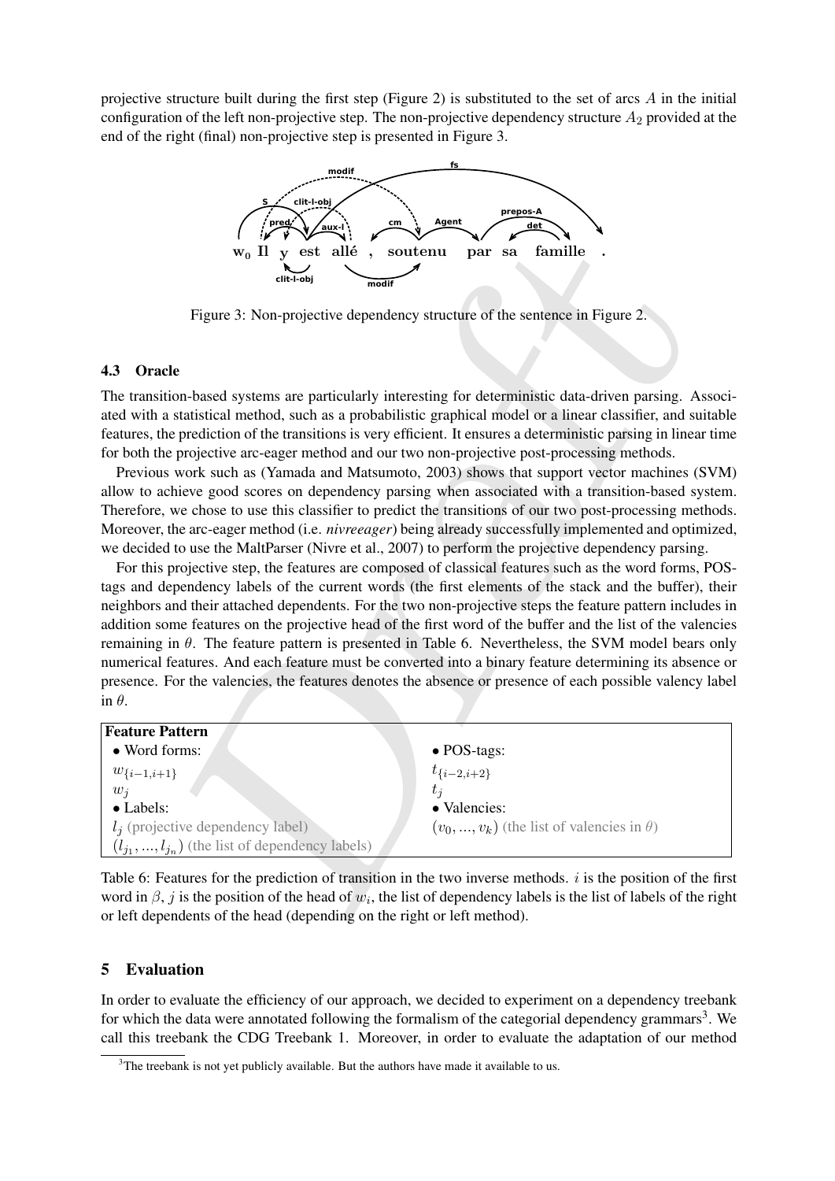projective structure built during the first step (Figure 2) is substituted to the set of arcs $A$ in the initial configuration of the left non-projective step. The non-projective dependency structure $A_2$ provided at the end of the right (final) non-projective step is presented in Figure 3.

Figure 3: Non-projective dependency structure of the sentence in Figure 2.

### 4.3 Oracle

The transition-based systems are particularly interesting for deterministic data-driven parsing. Associated with a statistical method, such as a probabilistic graphical model or a linear classifier, and suitable features, the prediction of the transitions is very efficient. It ensures a deterministic parsing in linear time for both the projective arc-eager method and our two non-projective post-processing methods.

Previous work such as (Yamada and Matsumoto, 2003) shows that support vector machines (SVM) allow to achieve good scores on dependency parsing when associated with a transition-based system. Therefore, we chose to use this classifier to predict the transitions of our two post-processing methods. Moreover, the arc-eager method (i.e. *nivreeager*) being already successfully implemented and optimized, we decided to use the MaltParser (Nivre et al., 2007) to perform the projective dependency parsing.

For this projective step, the features are composed of classical features such as the word forms, POS-tags and dependency labels of the current words (the first elements of the stack and the buffer), their neighbors and their attached dependents. For the two non-projective steps the feature pattern includes in addition some features on the projective head of the first word of the buffer and the list of the valencies remaining in $\theta$. The feature pattern is presented in Table 6. Nevertheless, the SVM model bears only numerical features. And each feature must be converted into a binary feature determining its absence or presence. For the valencies, the features denotes the absence or presence of each possible valency label in $\theta$.

| **Feature Pattern** | |
|---|---|
| • Word forms: | • POS-tags: |
| $w_{\{i-1,i+1\}}$ | $t_{\{i-2,i+2\}}$ |
| $w_j$ | $t_j$ |
| • Labels: | • Valencies: |
| $l_j$ (projective dependency label) | $(v_0, ..., v_k)$ (the list of valencies in $\theta$) |
| $(l_{j_1}, ..., l_{j_n})$ (the list of dependency labels) | |

Table 6: Features for the prediction of transition in the two inverse methods. $i$ is the position of the first word in $\beta$, $j$ is the position of the head of $w_i$, the list of dependency labels is the list of labels of the right or left dependents of the head (depending on the right or left method).

## 5 Evaluation

In order to evaluate the efficiency of our approach, we decided to experiment on a dependency treebank for which the data were annotated following the formalism of the categorial dependency grammars[3]. We call this treebank the CDG Treebank 1. Moreover, in order to evaluate the adaptation of our method

[3]The treebank is not yet publicly available. But the authors have made it available to us.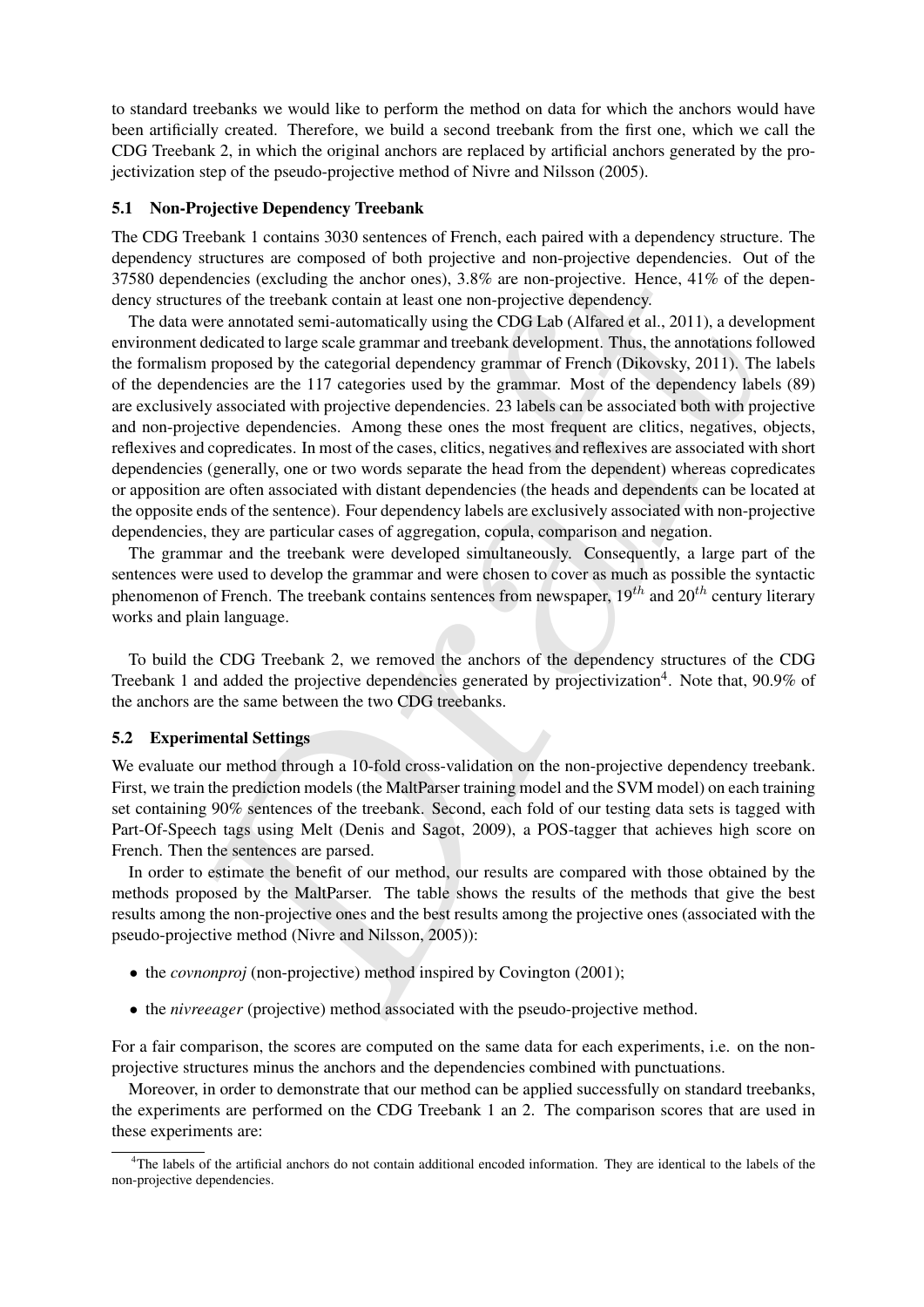to standard treebanks we would like to perform the method on data for which the anchors would have been artificially created. Therefore, we build a second treebank from the first one, which we call the CDG Treebank 2, in which the original anchors are replaced by artificial anchors generated by the projectivization step of the pseudo-projective method of Nivre and Nilsson (2005).

### 5.1 Non-Projective Dependency Treebank

The CDG Treebank 1 contains 3030 sentences of French, each paired with a dependency structure. The dependency structures are composed of both projective and non-projective dependencies. Out of the 37580 dependencies (excluding the anchor ones), 3.8% are non-projective. Hence, 41% of the dependency structures of the treebank contain at least one non-projective dependency.

The data were annotated semi-automatically using the CDG Lab (Alfared et al., 2011), a development environment dedicated to large scale grammar and treebank development. Thus, the annotations followed the formalism proposed by the categorial dependency grammar of French (Dikovsky, 2011). The labels of the dependencies are the 117 categories used by the grammar. Most of the dependency labels (89) are exclusively associated with projective dependencies. 23 labels can be associated both with projective and non-projective dependencies. Among these ones the most frequent are clitics, negatives, objects, reflexives and copredicates. In most of the cases, clitics, negatives and reflexives are associated with short dependencies (generally, one or two words separate the head from the dependent) whereas copredicates or apposition are often associated with distant dependencies (the heads and dependents can be located at the opposite ends of the sentence). Four dependency labels are exclusively associated with non-projective dependencies, they are particular cases of aggregation, copula, comparison and negation.

The grammar and the treebank were developed simultaneously. Consequently, a large part of the sentences were used to develop the grammar and were chosen to cover as much as possible the syntactic phenomenon of French. The treebank contains sentences from newspaper, $19^{th}$ and $20^{th}$ century literary works and plain language.

To build the CDG Treebank 2, we removed the anchors of the dependency structures of the CDG Treebank 1 and added the projective dependencies generated by projectivization[4]. Note that, 90.9% of the anchors are the same between the two CDG treebanks.

### 5.2 Experimental Settings

We evaluate our method through a 10-fold cross-validation on the non-projective dependency treebank. First, we train the prediction models (the MaltParser training model and the SVM model) on each training set containing 90% sentences of the treebank. Second, each fold of our testing data sets is tagged with Part-Of-Speech tags using Melt (Denis and Sagot, 2009), a POS-tagger that achieves high score on French. Then the sentences are parsed.

In order to estimate the benefit of our method, our results are compared with those obtained by the methods proposed by the MaltParser. The table shows the results of the methods that give the best results among the non-projective ones and the best results among the projective ones (associated with the pseudo-projective method (Nivre and Nilsson, 2005)):

- the *covnonproj* (non-projective) method inspired by Covington (2001);
- the *nivreeager* (projective) method associated with the pseudo-projective method.

For a fair comparison, the scores are computed on the same data for each experiments, i.e. on the non-projective structures minus the anchors and the dependencies combined with punctuations.

Moreover, in order to demonstrate that our method can be applied successfully on standard treebanks, the experiments are performed on the CDG Treebank 1 an 2. The comparison scores that are used in these experiments are:

[4] The labels of the artificial anchors do not contain additional encoded information. They are identical to the labels of the non-projective dependencies.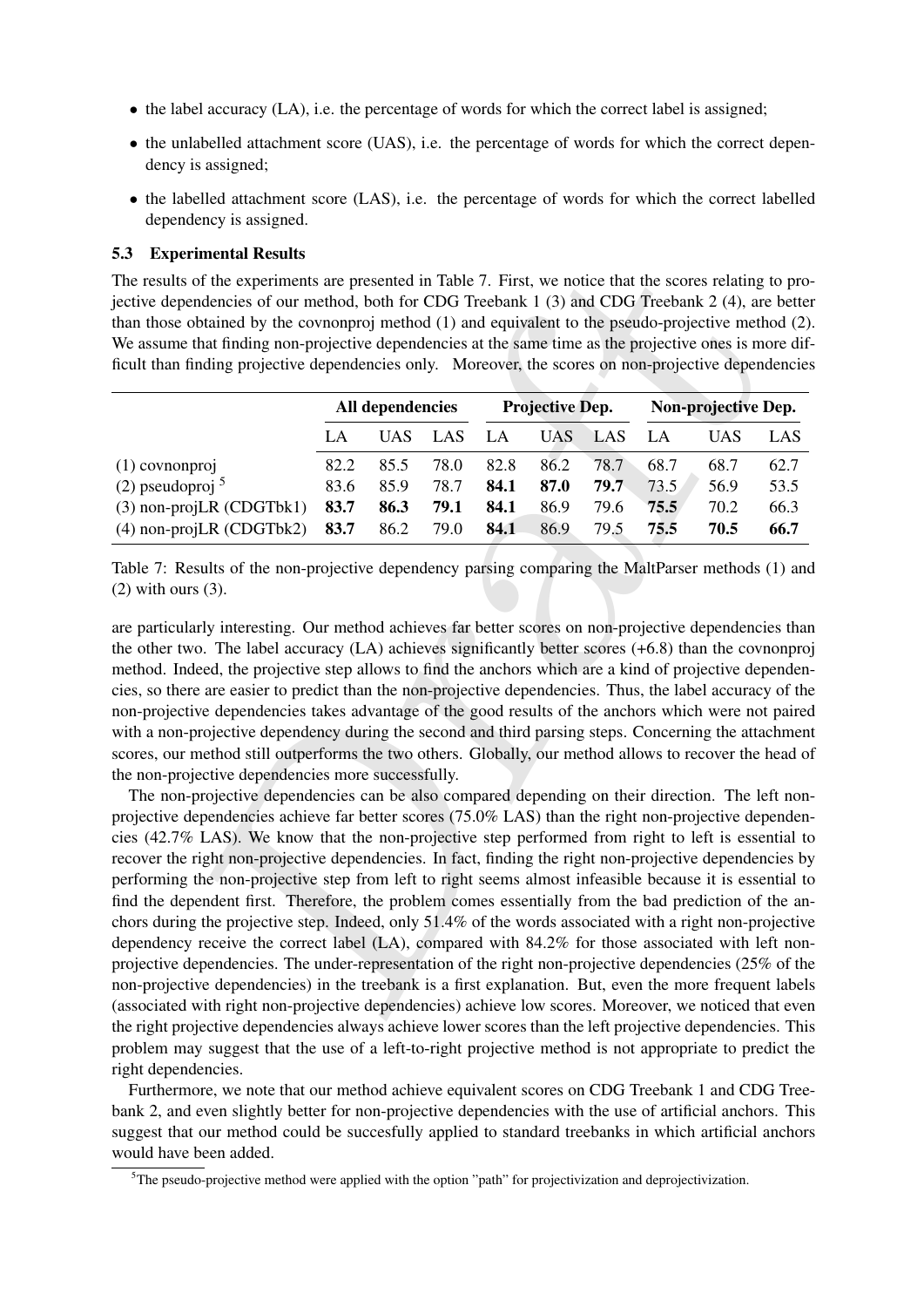- the label accuracy (LA), i.e. the percentage of words for which the correct label is assigned;
- the unlabelled attachment score (UAS), i.e. the percentage of words for which the correct dependency is assigned;
- the labelled attachment score (LAS), i.e. the percentage of words for which the correct labelled dependency is assigned.

### 5.3 Experimental Results

The results of the experiments are presented in Table 7. First, we notice that the scores relating to projective dependencies of our method, both for CDG Treebank 1 (3) and CDG Treebank 2 (4), are better than those obtained by the covnonproj method (1) and equivalent to the pseudo-projective method (2). We assume that finding non-projective dependencies at the same time as the projective ones is more difficult than finding projective dependencies only. Moreover, the scores on non-projective dependencies

| | All dependencies | | | Projective Dep. | | | Non-projective Dep. | | |
|---|---|---|---|---|---|---|---|---|---|
| | LA | UAS | LAS | LA | UAS | LAS | LA | UAS | LAS |
| (1) covnonproj | 82.2 | 85.5 | 78.0 | 82.8 | 86.2 | 78.7 | 68.7 | 68.7 | 62.7 |
| (2) pseudoproj [5] | 83.6 | 85.9 | 78.7 | **84.1** | **87.0** | **79.7** | 73.5 | 56.9 | 53.5 |
| (3) non-projLR (CDGTbk1) | **83.7** | **86.3** | **79.1** | **84.1** | 86.9 | 79.6 | **75.5** | 70.2 | 66.3 |
| (4) non-projLR (CDGTbk2) | **83.7** | 86.2 | 79.0 | **84.1** | 86.9 | 79.5 | **75.5** | **70.5** | **66.7** |

Table 7: Results of the non-projective dependency parsing comparing the MaltParser methods (1) and (2) with ours (3).

are particularly interesting. Our method achieves far better scores on non-projective dependencies than the other two. The label accuracy (LA) achieves significantly better scores (+6.8) than the covnonproj method. Indeed, the projective step allows to find the anchors which are a kind of projective dependencies, so there are easier to predict than the non-projective dependencies. Thus, the label accuracy of the non-projective dependencies takes advantage of the good results of the anchors which were not paired with a non-projective dependency during the second and third parsing steps. Concerning the attachment scores, our method still outperforms the two others. Globally, our method allows to recover the head of the non-projective dependencies more successfully.

The non-projective dependencies can be also compared depending on their direction. The left non-projective dependencies achieve far better scores (75.0% LAS) than the right non-projective dependencies (42.7% LAS). We know that the non-projective step performed from right to left is essential to recover the right non-projective dependencies. In fact, finding the right non-projective dependencies by performing the non-projective step from left to right seems almost infeasible because it is essential to find the dependent first. Therefore, the problem comes essentially from the bad prediction of the anchors during the projective step. Indeed, only 51.4% of the words associated with a right non-projective dependency receive the correct label (LA), compared with 84.2% for those associated with left non-projective dependencies. The under-representation of the right non-projective dependencies (25% of the non-projective dependencies) in the treebank is a first explanation. But, even the more frequent labels (associated with right non-projective dependencies) achieve low scores. Moreover, we noticed that even the right projective dependencies always achieve lower scores than the left projective dependencies. This problem may suggest that the use of a left-to-right projective method is not appropriate to predict the right dependencies.

Furthermore, we note that our method achieve equivalent scores on CDG Treebank 1 and CDG Treebank 2, and even slightly better for non-projective dependencies with the use of artificial anchors. This suggest that our method could be succesfully applied to standard treebanks in which artificial anchors would have been added.

[5] The pseudo-projective method were applied with the option "path" for projectivization and deprojectivization.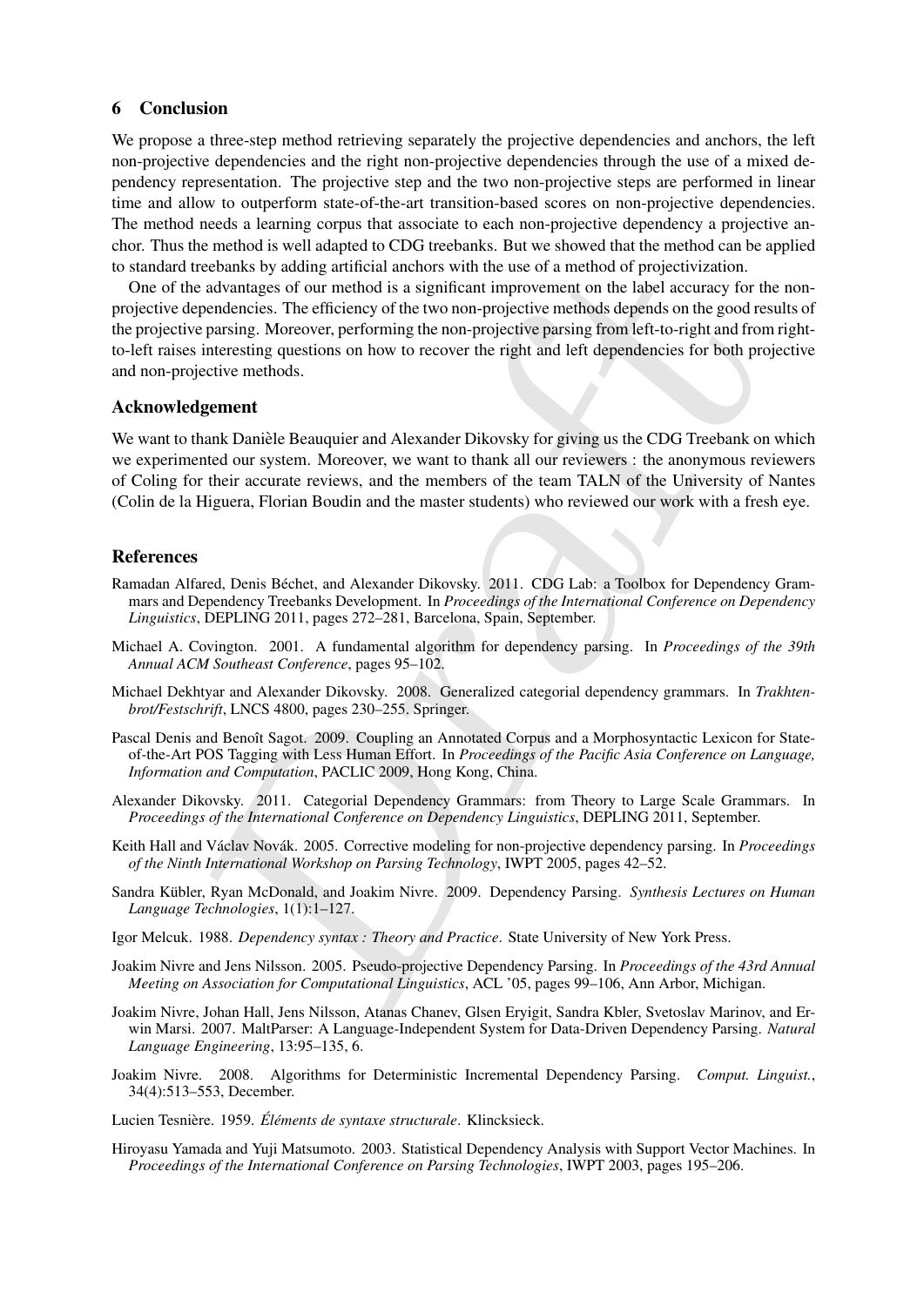## 6 Conclusion

We propose a three-step method retrieving separately the projective dependencies and anchors, the left non-projective dependencies and the right non-projective dependencies through the use of a mixed dependency representation. The projective step and the two non-projective steps are performed in linear time and allow to outperform state-of-the-art transition-based scores on non-projective dependencies. The method needs a learning corpus that associate to each non-projective dependency a projective anchor. Thus the method is well adapted to CDG treebanks. But we showed that the method can be applied to standard treebanks by adding artificial anchors with the use of a method of projectivization.

One of the advantages of our method is a significant improvement on the label accuracy for the non-projective dependencies. The efficiency of the two non-projective methods depends on the good results of the projective parsing. Moreover, performing the non-projective parsing from left-to-right and from right-to-left raises interesting questions on how to recover the right and left dependencies for both projective and non-projective methods.

### Acknowledgement

We want to thank Danièle Beauquier and Alexander Dikovsky for giving us the CDG Treebank on which we experimented our system. Moreover, we want to thank all our reviewers : the anonymous reviewers of Coling for their accurate reviews, and the members of the team TALN of the University of Nantes (Colin de la Higuera, Florian Boudin and the master students) who reviewed our work with a fresh eye.

### References

Ramadan Alfared, Denis Béchet, and Alexander Dikovsky. 2011. CDG Lab: a Toolbox for Dependency Grammars and Dependency Treebanks Development. In *Proceedings of the International Conference on Dependency Linguistics*, DEPLING 2011, pages 272–281, Barcelona, Spain, September.

Michael A. Covington. 2001. A fundamental algorithm for dependency parsing. In *Proceedings of the 39th Annual ACM Southeast Conference*, pages 95–102.

Michael Dekhtyar and Alexander Dikovsky. 2008. Generalized categorial dependency grammars. In *Trakhtenbrot/Festschrift*, LNCS 4800, pages 230–255. Springer.

Pascal Denis and Benoît Sagot. 2009. Coupling an Annotated Corpus and a Morphosyntactic Lexicon for State-of-the-Art POS Tagging with Less Human Effort. In *Proceedings of the Pacific Asia Conference on Language, Information and Computation*, PACLIC 2009, Hong Kong, China.

Alexander Dikovsky. 2011. Categorial Dependency Grammars: from Theory to Large Scale Grammars. In *Proceedings of the International Conference on Dependency Linguistics*, DEPLING 2011, September.

Keith Hall and Václav Novák. 2005. Corrective modeling for non-projective dependency parsing. In *Proceedings of the Ninth International Workshop on Parsing Technology*, IWPT 2005, pages 42–52.

Sandra Kübler, Ryan McDonald, and Joakim Nivre. 2009. Dependency Parsing. *Synthesis Lectures on Human Language Technologies*, 1(1):1–127.

Igor Melcuk. 1988. *Dependency syntax : Theory and Practice*. State University of New York Press.

Joakim Nivre and Jens Nilsson. 2005. Pseudo-projective Dependency Parsing. In *Proceedings of the 43rd Annual Meeting on Association for Computational Linguistics*, ACL '05, pages 99–106, Ann Arbor, Michigan.

Joakim Nivre, Johan Hall, Jens Nilsson, Atanas Chanev, Glsen Eryigit, Sandra Kbler, Svetoslav Marinov, and Erwin Marsi. 2007. MaltParser: A Language-Independent System for Data-Driven Dependency Parsing. *Natural Language Engineering*, 13:95–135, 6.

Joakim Nivre. 2008. Algorithms for Deterministic Incremental Dependency Parsing. *Comput. Linguist.*, 34(4):513–553, December.

Lucien Tesnière. 1959. *Éléments de syntaxe structurale*. Klincksieck.

Hiroyasu Yamada and Yuji Matsumoto. 2003. Statistical Dependency Analysis with Support Vector Machines. In *Proceedings of the International Conference on Parsing Technologies*, IWPT 2003, pages 195–206.